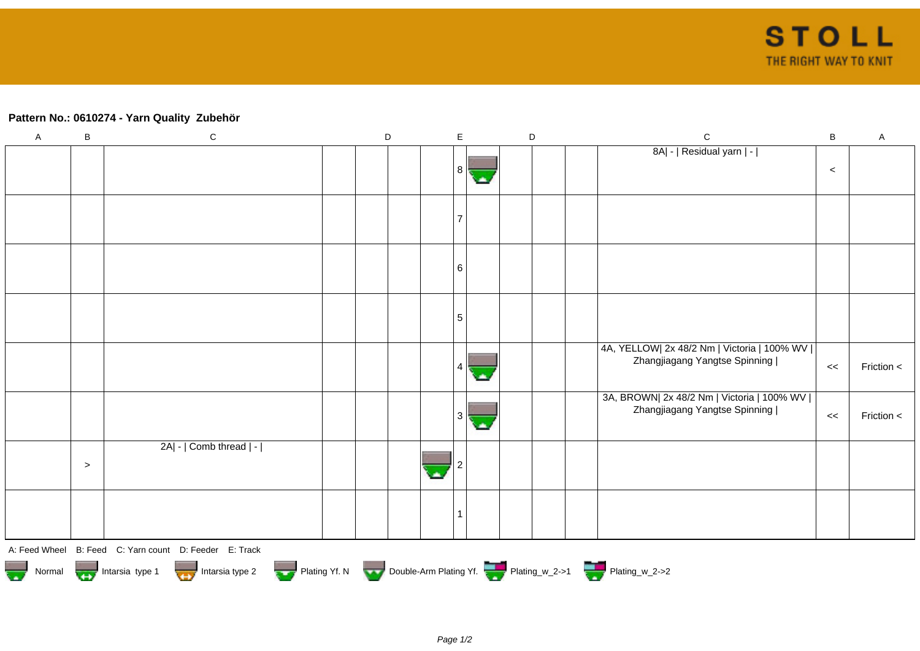**Pattern No.: 0610274 - Yarn Quality Zubehör**

| A | B | C | D | | | | E | | | | D | C | B | A |
|---|---|---|---|---|---|---|---|---|---|---|---|---|---|---|
| | | | | | | | 8 | | | | | 8A\| - \| Residual yarn \| - \| | < | |
| | | | | | | | 7 | | | | | | | |
| | | | | | | | 6 | | | | | | | |
| | | | | | | | 5 | | | | | | | |
| | | | | | | | 4 | | | | | 4A, YELLOW\| 2x 48/2 Nm \| Victoria \| 100% WV \| Zhangjiagang Yangtse Spinning \| | << | Friction < |
| | | | | | | | 3 | | | | | 3A, BROWN\| 2x 48/2 Nm \| Victoria \| 100% WV \| Zhangjiagang Yangtse Spinning \| | << | Friction < |
| | > | 2A\| - \| Comb thread \| - \| | | | | | 2 | | | | | | | |
| | | | | | | | 1 | | | | | | | |

A: Feed Wheel B: Feed C: Yarn count D: Feeder E: Track

Normal Intarsia type 1 Intarsia type 2 Plating Yf. N Double-Arm Plating Yf. Plating_w_2->1 Plating_w_2->2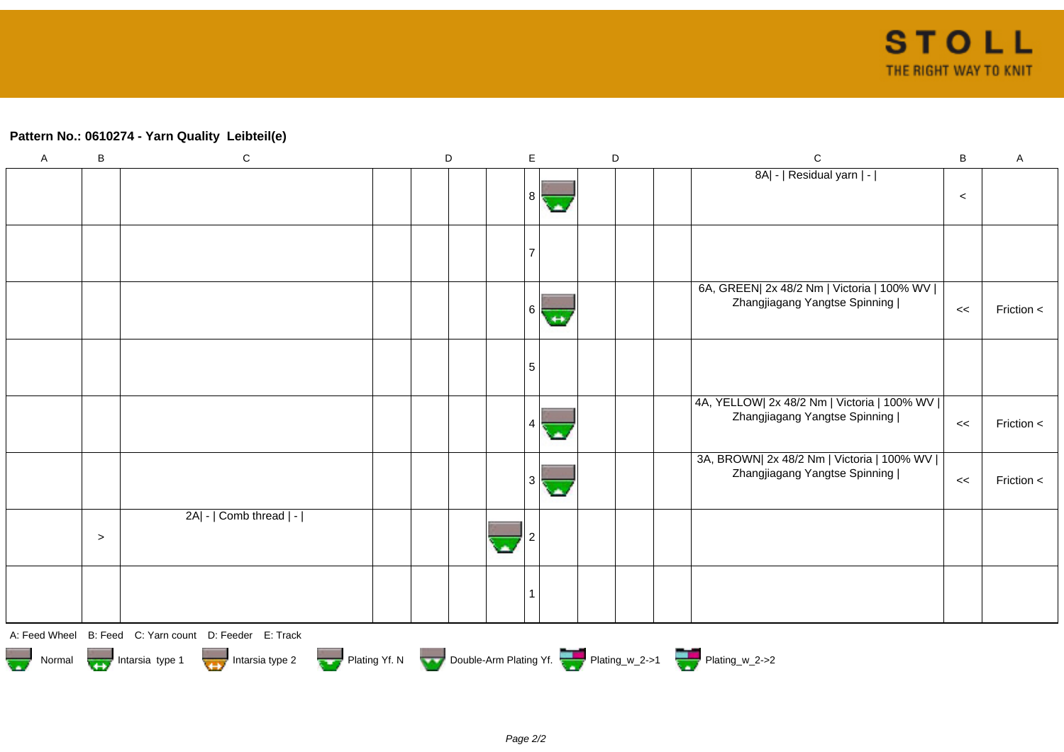## Pattern No.: 0610274 - Yarn Quality  Leibteil(e)

| A | B | C | D | D | D | D | E | D | D | D | D | C | B | A |
|---|---|---|---|---|---|---|---|---|---|---|---|---|---|---|
| | | | | | | | 8 | | | | | 8A\| - \| Residual yarn \| - \| | < | |
| | | | | | | | 7 | | | | | | | |
| | | | | | | | 6 | | | | | 6A, GREEN\| 2x 48/2 Nm \| Victoria \| 100% WV \| Zhangjiagang Yangtse Spinning \| | << | Friction < |
| | | | | | | | 5 | | | | | | | |
| | | | | | | | 4 | | | | | 4A, YELLOW\| 2x 48/2 Nm \| Victoria \| 100% WV \| Zhangjiagang Yangtse Spinning \| | << | Friction < |
| | | | | | | | 3 | | | | | 3A, BROWN\| 2x 48/2 Nm \| Victoria \| 100% WV \| Zhangjiagang Yangtse Spinning \| | << | Friction < |
| | > | 2A\| - \| Comb thread \| - \| | | | | | 2 | | | | | | | |
| | | | | | | | 1 | | | | | | | |

A: Feed Wheel  B: Feed  C: Yarn count  D: Feeder  E: Track

Normal  Intarsia type 1  Intarsia type 2  Plating Yf. N  Double-Arm Plating Yf.  Plating_w_2->1  Plating_w_2->2